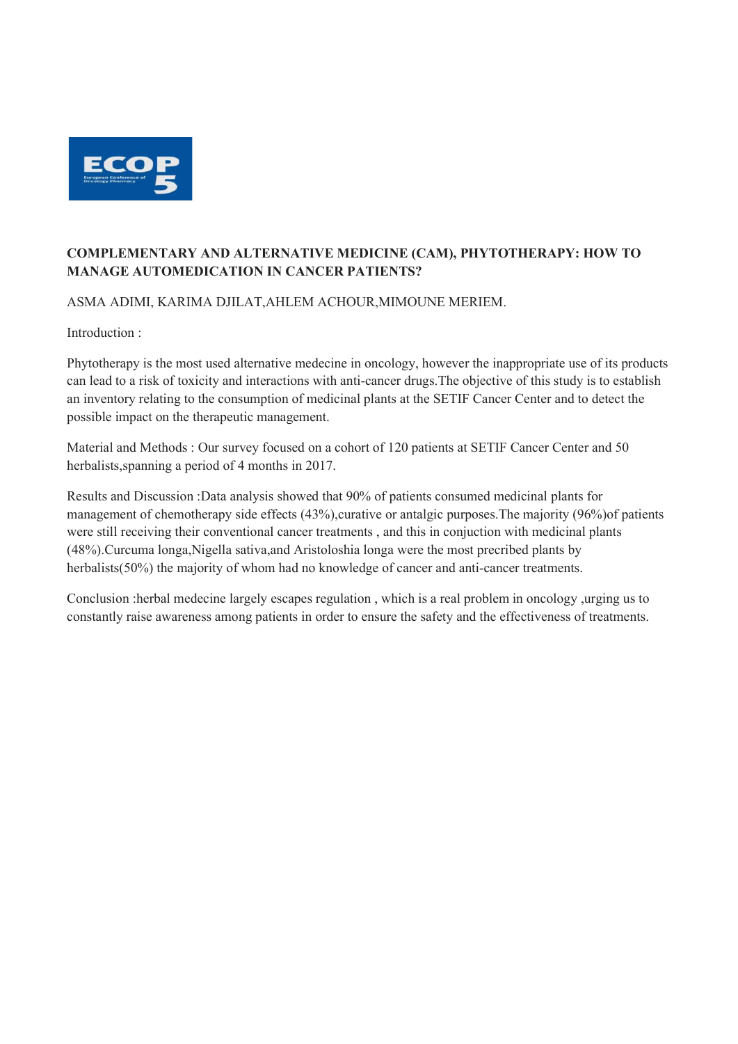**COMPLEMENTARY AND ALTERNATIVE MEDICINE (CAM), PHYTOTHERAPY: HOW TO MANAGE AUTOMEDICATION IN CANCER PATIENTS?**

ASMA ADIMI, KARIMA DJILAT,AHLEM ACHOUR,MIMOUNE MERIEM.

Introduction :

Phytotherapy is the most used alternative medecine in oncology, however the inappropriate use of its products can lead to a risk of toxicity and interactions with anti-cancer drugs.The objective of this study is to establish an inventory relating to the consumption of medicinal plants at the SETIF Cancer Center and to detect the possible impact on the therapeutic management.

Material and Methods : Our survey focused on a cohort of 120 patients at SETIF Cancer Center and 50 herbalists,spanning a period of 4 months in 2017.

Results and Discussion :Data analysis showed that 90% of patients consumed medicinal plants for management of chemotherapy side effects (43%),curative or antalgic purposes.The majority (96%)of patients were still receiving their conventional cancer treatments , and this in conjuction with medicinal plants (48%).Curcuma longa,Nigella sativa,and Aristoloshia longa were the most precribed plants by herbalists(50%) the majority of whom had no knowledge of cancer and anti-cancer treatments.

Conclusion :herbal medecine largely escapes regulation , which is a real problem in oncology ,urging us to constantly raise awareness among patients in order to ensure the safety and the effectiveness of treatments.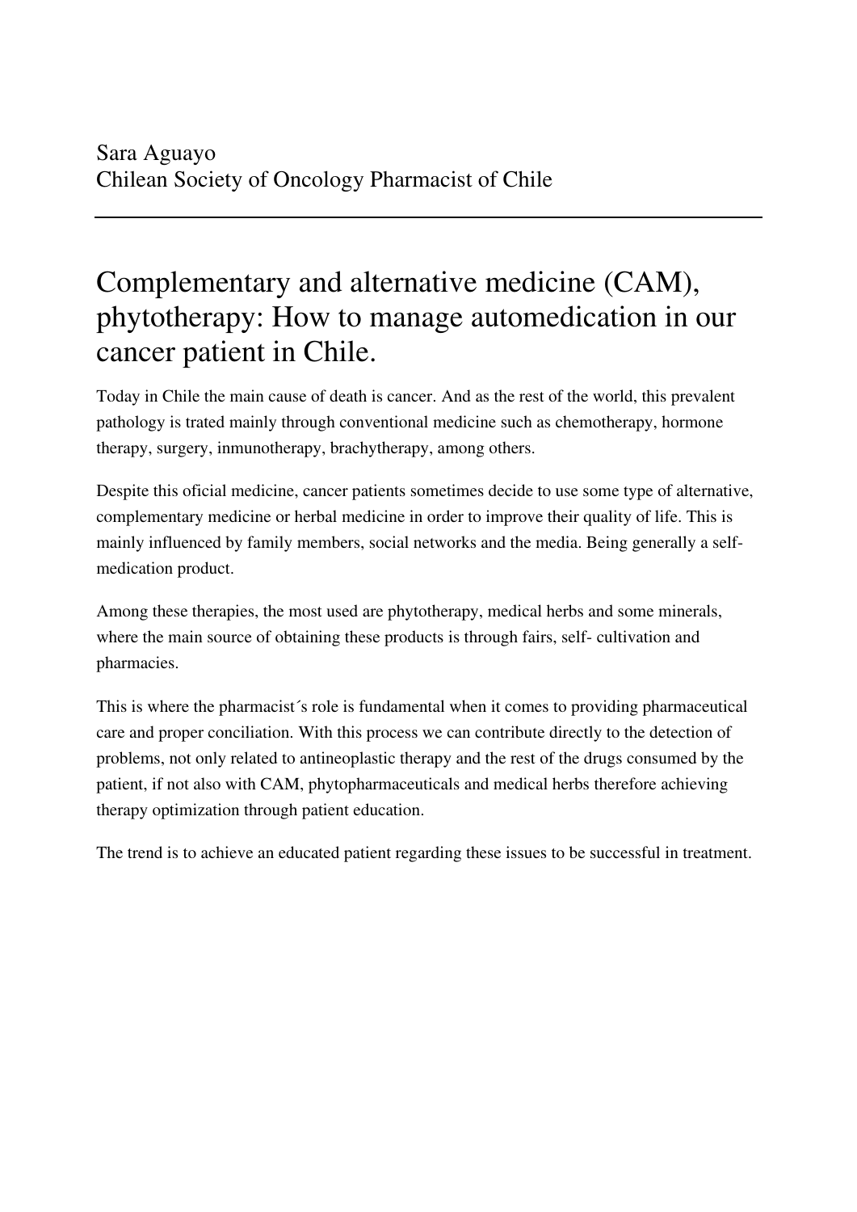Sara Aguayo
Chilean Society of Oncology Pharmacist of Chile

---

# Complementary and alternative medicine (CAM), phytotherapy: How to manage automedication in our cancer patient in Chile.

Today in Chile the main cause of death is cancer. And as the rest of the world, this prevalent pathology is trated mainly through conventional medicine such as chemotherapy, hormone therapy, surgery, inmunotherapy, brachytherapy, among others.

Despite this oficial medicine, cancer patients sometimes decide to use some type of alternative, complementary medicine or herbal medicine in order to improve their quality of life. This is mainly influenced by family members, social networks and the media. Being generally a self-medication product.

Among these therapies, the most used are phytotherapy, medical herbs and some minerals, where the main source of obtaining these products is through fairs, self- cultivation and pharmacies.

This is where the pharmacist´s role is fundamental when it comes to providing pharmaceutical care and proper conciliation. With this process we can contribute directly to the detection of problems, not only related to antineoplastic therapy and the rest of the drugs consumed by the patient, if not also with CAM, phytopharmaceuticals and medical herbs therefore achieving therapy optimization through patient education.

The trend is to achieve an educated patient regarding these issues to be successful in treatment.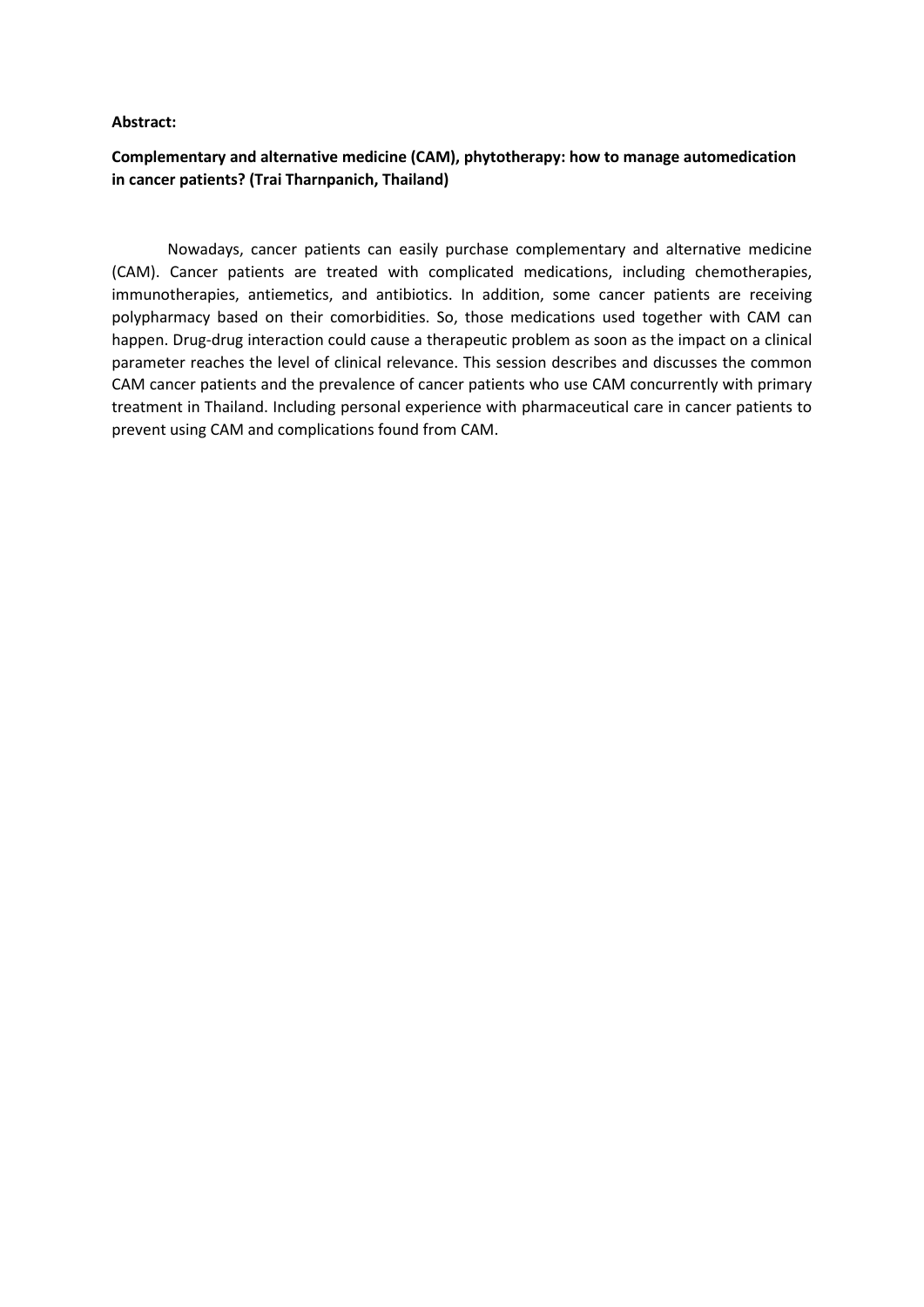**Abstract:**

**Complementary and alternative medicine (CAM), phytotherapy: how to manage automedication in cancer patients? (Trai Tharnpanich, Thailand)**

Nowadays, cancer patients can easily purchase complementary and alternative medicine (CAM). Cancer patients are treated with complicated medications, including chemotherapies, immunotherapies, antiemetics, and antibiotics. In addition, some cancer patients are receiving polypharmacy based on their comorbidities. So, those medications used together with CAM can happen. Drug-drug interaction could cause a therapeutic problem as soon as the impact on a clinical parameter reaches the level of clinical relevance. This session describes and discusses the common CAM cancer patients and the prevalence of cancer patients who use CAM concurrently with primary treatment in Thailand. Including personal experience with pharmaceutical care in cancer patients to prevent using CAM and complications found from CAM.